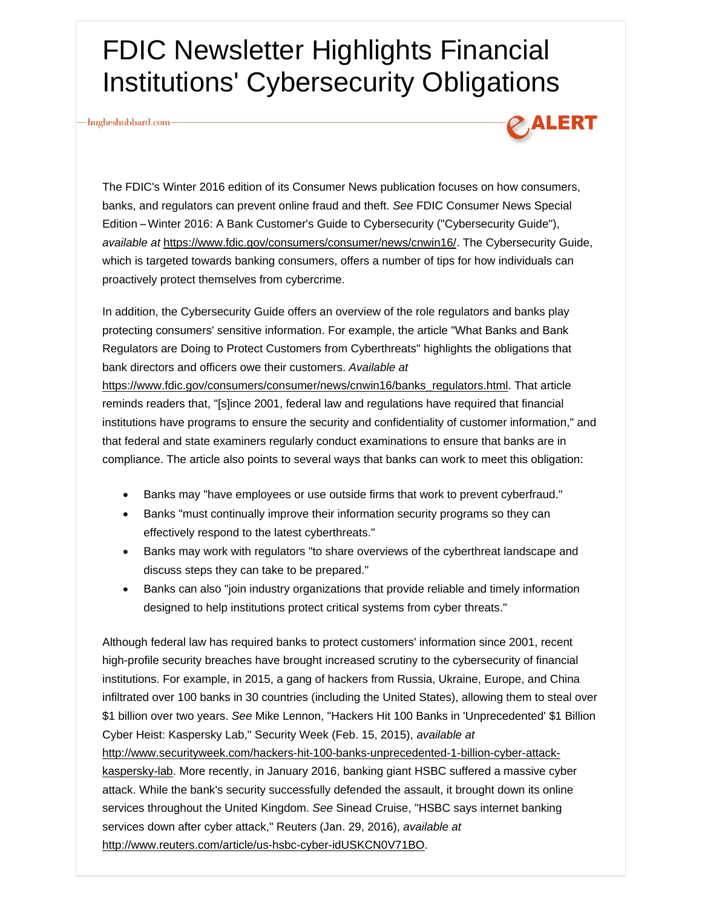# FDIC Newsletter Highlights Financial Institutions' Cybersecurity Obligations

— hugheshubbard.com — eALERT

The FDIC's Winter 2016 edition of its Consumer News publication focuses on how consumers, banks, and regulators can prevent online fraud and theft. *See* FDIC Consumer News Special Edition – Winter 2016: A Bank Customer's Guide to Cybersecurity ("Cybersecurity Guide"), *available at* https://www.fdic.gov/consumers/consumer/news/cnwin16/. The Cybersecurity Guide, which is targeted towards banking consumers, offers a number of tips for how individuals can proactively protect themselves from cybercrime.

In addition, the Cybersecurity Guide offers an overview of the role regulators and banks play protecting consumers' sensitive information. For example, the article "What Banks and Bank Regulators are Doing to Protect Customers from Cyberthreats" highlights the obligations that bank directors and officers owe their customers. *Available at* https://www.fdic.gov/consumers/consumer/news/cnwin16/banks_regulators.html. That article reminds readers that, "[s]ince 2001, federal law and regulations have required that financial institutions have programs to ensure the security and confidentiality of customer information," and that federal and state examiners regularly conduct examinations to ensure that banks are in compliance. The article also points to several ways that banks can work to meet this obligation:

- Banks may "have employees or use outside firms that work to prevent cyberfraud."
- Banks "must continually improve their information security programs so they can effectively respond to the latest cyberthreats."
- Banks may work with regulators "to share overviews of the cyberthreat landscape and discuss steps they can take to be prepared."
- Banks can also "join industry organizations that provide reliable and timely information designed to help institutions protect critical systems from cyber threats."

Although federal law has required banks to protect customers' information since 2001, recent high-profile security breaches have brought increased scrutiny to the cybersecurity of financial institutions. For example, in 2015, a gang of hackers from Russia, Ukraine, Europe, and China infiltrated over 100 banks in 30 countries (including the United States), allowing them to steal over $1 billion over two years. *See* Mike Lennon, "Hackers Hit 100 Banks in 'Unprecedented' $1 Billion Cyber Heist: Kaspersky Lab," Security Week (Feb. 15, 2015), *available at* http://www.securityweek.com/hackers-hit-100-banks-unprecedented-1-billion-cyber-attack-kaspersky-lab. More recently, in January 2016, banking giant HSBC suffered a massive cyber attack. While the bank's security successfully defended the assault, it brought down its online services throughout the United Kingdom. *See* Sinead Cruise, "HSBC says internet banking services down after cyber attack," Reuters (Jan. 29, 2016), *available at* http://www.reuters.com/article/us-hsbc-cyber-idUSKCN0V71BO.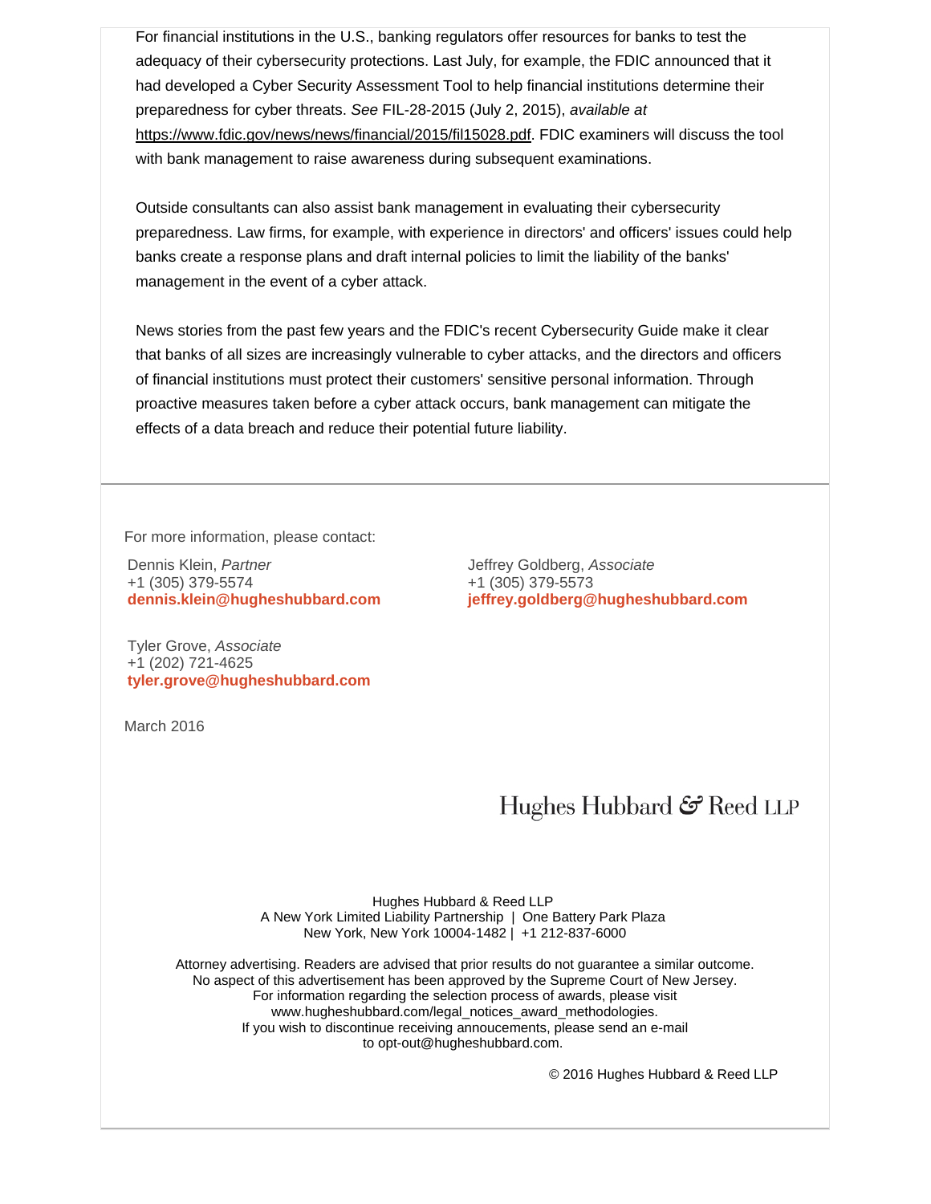For financial institutions in the U.S., banking regulators offer resources for banks to test the adequacy of their cybersecurity protections. Last July, for example, the FDIC announced that it had developed a Cyber Security Assessment Tool to help financial institutions determine their preparedness for cyber threats. *See* FIL-28-2015 (July 2, 2015), *available at* https://www.fdic.gov/news/news/financial/2015/fil15028.pdf. FDIC examiners will discuss the tool with bank management to raise awareness during subsequent examinations.

Outside consultants can also assist bank management in evaluating their cybersecurity preparedness. Law firms, for example, with experience in directors' and officers' issues could help banks create a response plans and draft internal policies to limit the liability of the banks' management in the event of a cyber attack.

News stories from the past few years and the FDIC's recent Cybersecurity Guide make it clear that banks of all sizes are increasingly vulnerable to cyber attacks, and the directors and officers of financial institutions must protect their customers' sensitive personal information. Through proactive measures taken before a cyber attack occurs, bank management can mitigate the effects of a data breach and reduce their potential future liability.

---

For more information, please contact:

Dennis Klein, *Partner*
+1 (305) 379-5574
**dennis.klein@hugheshubbard.com**

Jeffrey Goldberg, *Associate*
+1 (305) 379-5573
**jeffrey.goldberg@hugheshubbard.com**

Tyler Grove, *Associate*
+1 (202) 721-4625
**tyler.grove@hugheshubbard.com**

March 2016

Hughes Hubbard & Reed LLP

Hughes Hubbard & Reed LLP
A New York Limited Liability Partnership | One Battery Park Plaza
New York, New York 10004-1482 | +1 212-837-6000

Attorney advertising. Readers are advised that prior results do not guarantee a similar outcome.
No aspect of this advertisement has been approved by the Supreme Court of New Jersey.
For information regarding the selection process of awards, please visit
www.hugheshubbard.com/legal_notices_award_methodologies.
If you wish to discontinue receiving annoucements, please send an e-mail
to opt-out@hugheshubbard.com.

© 2016 Hughes Hubbard & Reed LLP